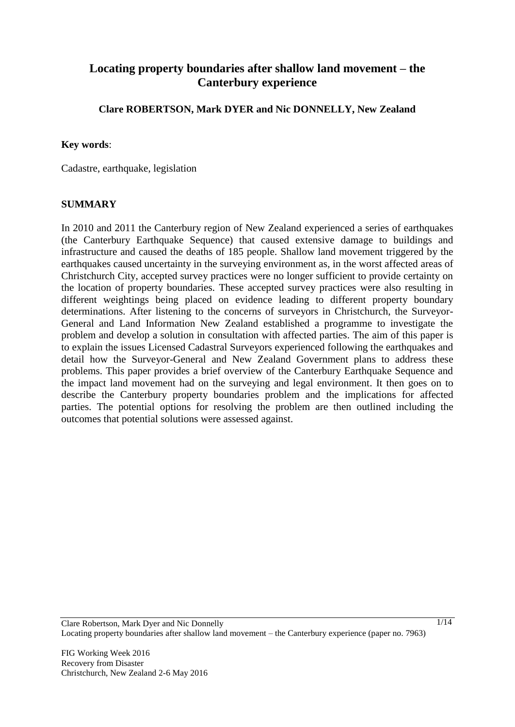# Locating property boundaries after shallow land movement – the Canterbury experience

**Clare ROBERTSON, Mark DYER and Nic DONNELLY, New Zealand**

**Key words**:

Cadastre, earthquake, legislation

## SUMMARY

In 2010 and 2011 the Canterbury region of New Zealand experienced a series of earthquakes (the Canterbury Earthquake Sequence) that caused extensive damage to buildings and infrastructure and caused the deaths of 185 people. Shallow land movement triggered by the earthquakes caused uncertainty in the surveying environment as, in the worst affected areas of Christchurch City, accepted survey practices were no longer sufficient to provide certainty on the location of property boundaries. These accepted survey practices were also resulting in different weightings being placed on evidence leading to different property boundary determinations. After listening to the concerns of surveyors in Christchurch, the Surveyor-General and Land Information New Zealand established a programme to investigate the problem and develop a solution in consultation with affected parties. The aim of this paper is to explain the issues Licensed Cadastral Surveyors experienced following the earthquakes and detail how the Surveyor-General and New Zealand Government plans to address these problems. This paper provides a brief overview of the Canterbury Earthquake Sequence and the impact land movement had on the surveying and legal environment. It then goes on to describe the Canterbury property boundaries problem and the implications for affected parties. The potential options for resolving the problem are then outlined including the outcomes that potential solutions were assessed against.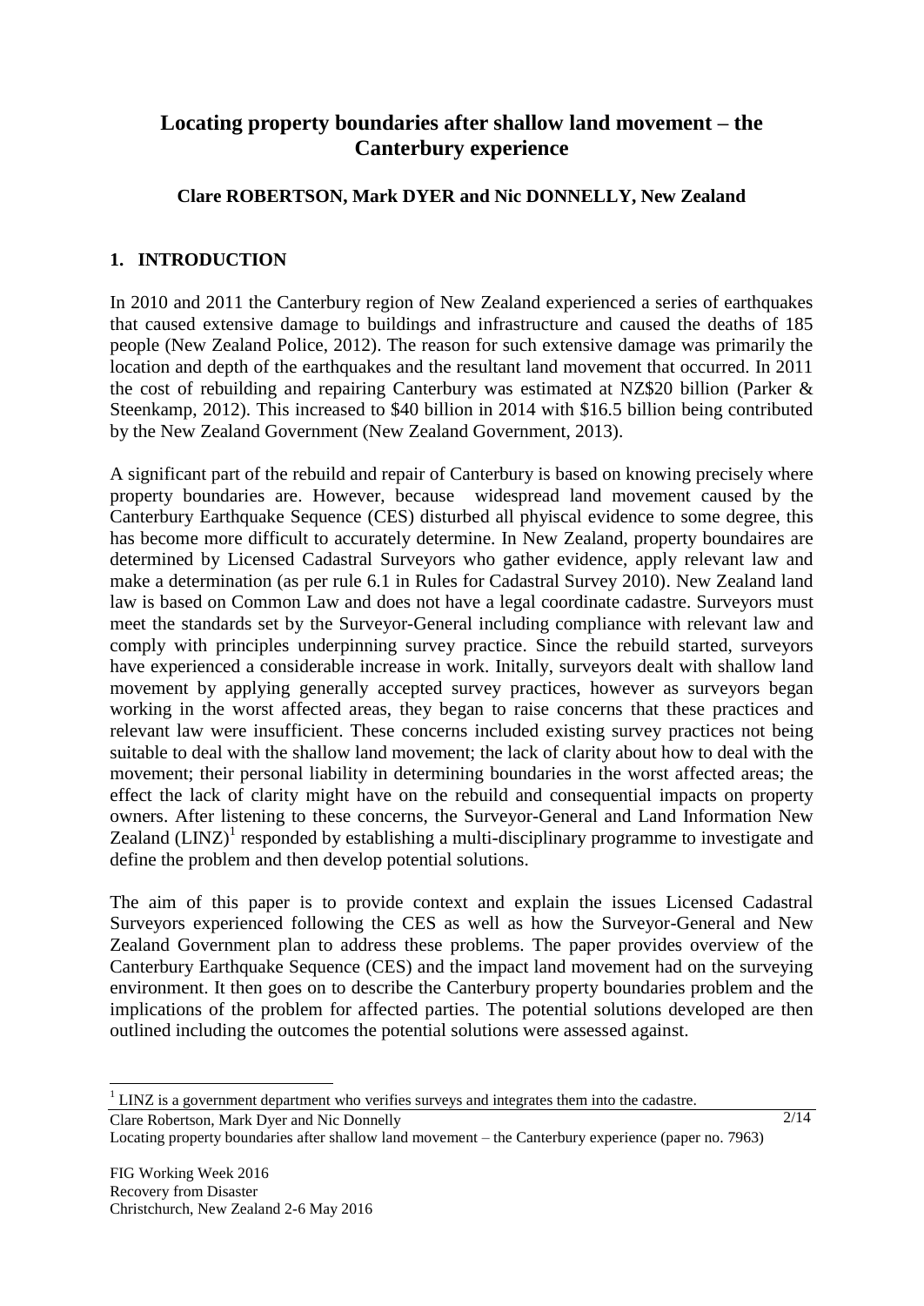# Locating property boundaries after shallow land movement – the Canterbury experience

**Clare ROBERTSON, Mark DYER and Nic DONNELLY, New Zealand**

## 1. INTRODUCTION

In 2010 and 2011 the Canterbury region of New Zealand experienced a series of earthquakes that caused extensive damage to buildings and infrastructure and caused the deaths of 185 people (New Zealand Police, 2012). The reason for such extensive damage was primarily the location and depth of the earthquakes and the resultant land movement that occurred. In 2011 the cost of rebuilding and repairing Canterbury was estimated at NZ$20 billion (Parker & Steenkamp, 2012). This increased to $40 billion in 2014 with $16.5 billion being contributed by the New Zealand Government (New Zealand Government, 2013).

A significant part of the rebuild and repair of Canterbury is based on knowing precisely where property boundaries are. However, because widespread land movement caused by the Canterbury Earthquake Sequence (CES) disturbed all phyiscal evidence to some degree, this has become more difficult to accurately determine. In New Zealand, property boundaires are determined by Licensed Cadastral Surveyors who gather evidence, apply relevant law and make a determination (as per rule 6.1 in Rules for Cadastral Survey 2010). New Zealand land law is based on Common Law and does not have a legal coordinate cadastre. Surveyors must meet the standards set by the Surveyor-General including compliance with relevant law and comply with principles underpinning survey practice. Since the rebuild started, surveyors have experienced a considerable increase in work. Initally, surveyors dealt with shallow land movement by applying generally accepted survey practices, however as surveyors began working in the worst affected areas, they began to raise concerns that these practices and relevant law were insufficient. These concerns included existing survey practices not being suitable to deal with the shallow land movement; the lack of clarity about how to deal with the movement; their personal liability in determining boundaries in the worst affected areas; the effect the lack of clarity might have on the rebuild and consequential impacts on property owners. After listening to these concerns, the Surveyor-General and Land Information New Zealand (LINZ)[1] responded by establishing a multi-disciplinary programme to investigate and define the problem and then develop potential solutions.

The aim of this paper is to provide context and explain the issues Licensed Cadastral Surveyors experienced following the CES as well as how the Surveyor-General and New Zealand Government plan to address these problems. The paper provides overview of the Canterbury Earthquake Sequence (CES) and the impact land movement had on the surveying environment. It then goes on to describe the Canterbury property boundaries problem and the implications of the problem for affected parties. The potential solutions developed are then outlined including the outcomes the potential solutions were assessed against.

[1] LINZ is a government department who verifies surveys and integrates them into the cadastre.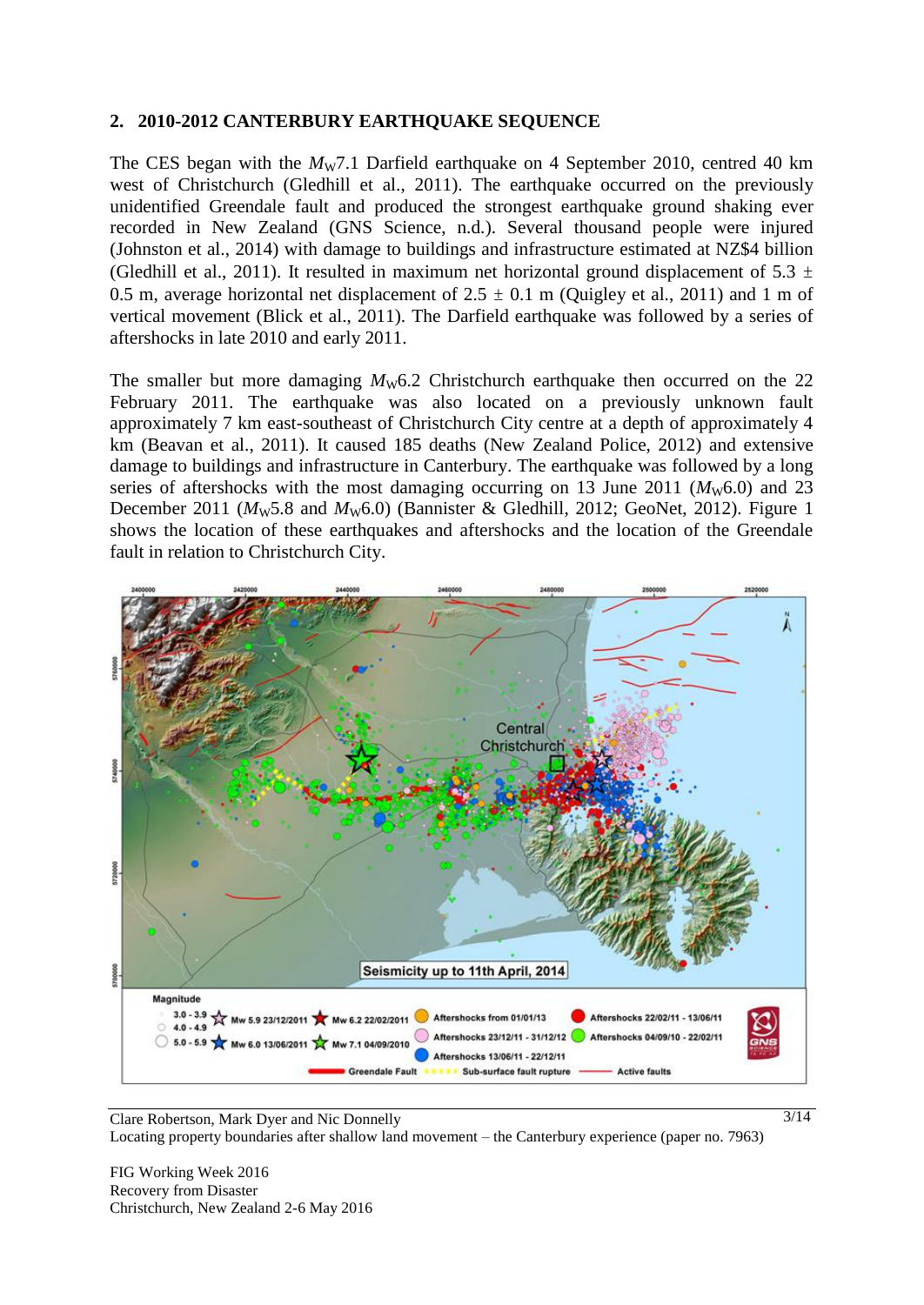## 2. 2010-2012 CANTERBURY EARTHQUAKE SEQUENCE

The CES began with the $M_W$7.1 Darfield earthquake on 4 September 2010, centred 40 km west of Christchurch (Gledhill et al., 2011). The earthquake occurred on the previously unidentified Greendale fault and produced the strongest earthquake ground shaking ever recorded in New Zealand (GNS Science, n.d.). Several thousand people were injured (Johnston et al., 2014) with damage to buildings and infrastructure estimated at NZ$4 billion (Gledhill et al., 2011). It resulted in maximum net horizontal ground displacement of 5.3 ± 0.5 m, average horizontal net displacement of 2.5 ± 0.1 m (Quigley et al., 2011) and 1 m of vertical movement (Blick et al., 2011). The Darfield earthquake was followed by a series of aftershocks in late 2010 and early 2011.

The smaller but more damaging $M_W$6.2 Christchurch earthquake then occurred on the 22 February 2011. The earthquake was also located on a previously unknown fault approximately 7 km east-southeast of Christchurch City centre at a depth of approximately 4 km (Beavan et al., 2011). It caused 185 deaths (New Zealand Police, 2012) and extensive damage to buildings and infrastructure in Canterbury. The earthquake was followed by a long series of aftershocks with the most damaging occurring on 13 June 2011 ($M_W$6.0) and 23 December 2011 ($M_W$5.8 and $M_W$6.0) (Bannister & Gledhill, 2012; GeoNet, 2012). Figure 1 shows the location of these earthquakes and aftershocks and the location of the Greendale fault in relation to Christchurch City.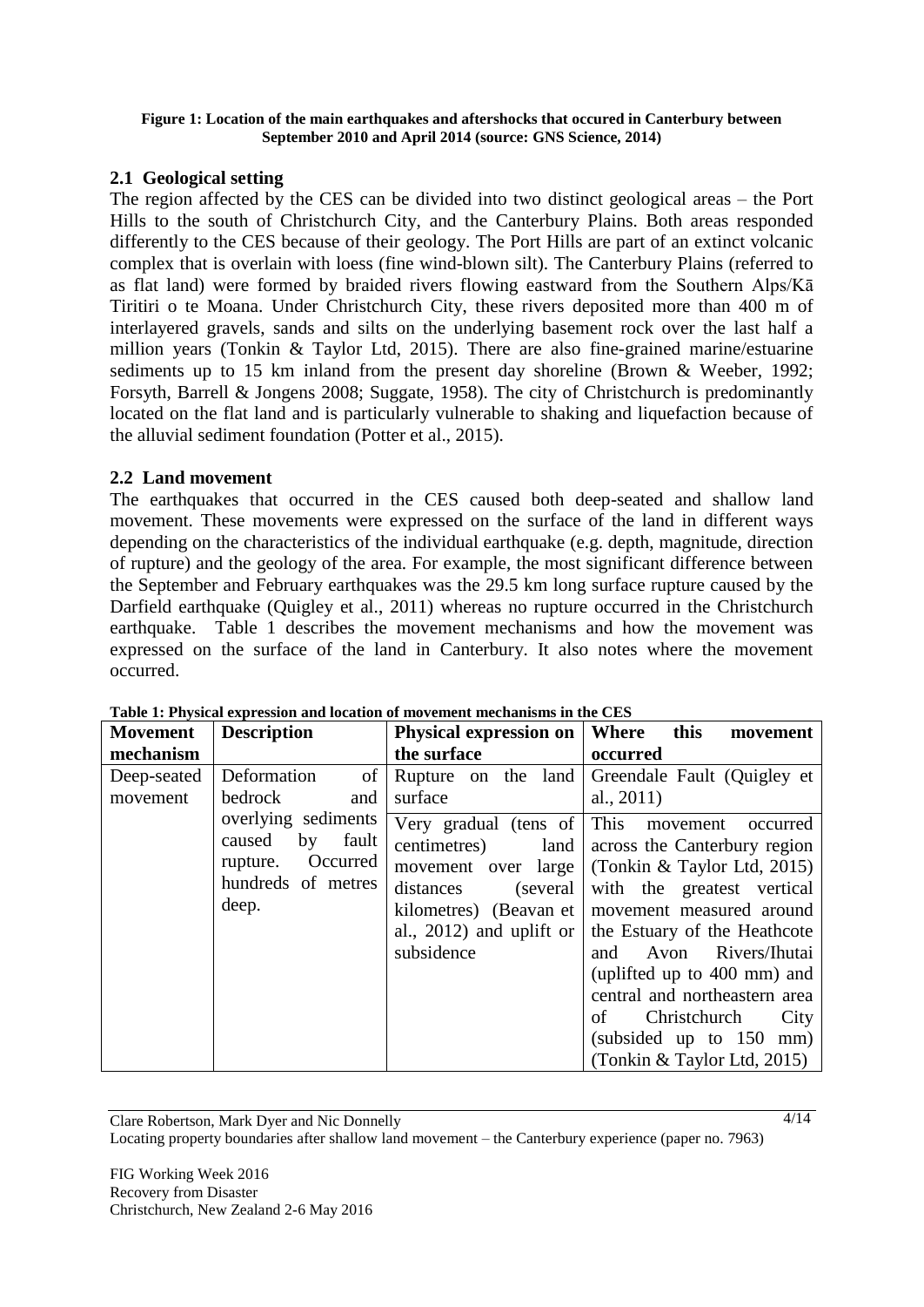**Figure 1: Location of the main earthquakes and aftershocks that occured in Canterbury between September 2010 and April 2014 (source: GNS Science, 2014)**

## 2.1 Geological setting

The region affected by the CES can be divided into two distinct geological areas – the Port Hills to the south of Christchurch City, and the Canterbury Plains. Both areas responded differently to the CES because of their geology. The Port Hills are part of an extinct volcanic complex that is overlain with loess (fine wind-blown silt). The Canterbury Plains (referred to as flat land) were formed by braided rivers flowing eastward from the Southern Alps/Kā Tiritiri o te Moana. Under Christchurch City, these rivers deposited more than 400 m of interlayered gravels, sands and silts on the underlying basement rock over the last half a million years (Tonkin & Taylor Ltd, 2015). There are also fine-grained marine/estuarine sediments up to 15 km inland from the present day shoreline (Brown & Weeber, 1992; Forsyth, Barrell & Jongens 2008; Suggate, 1958). The city of Christchurch is predominantly located on the flat land and is particularly vulnerable to shaking and liquefaction because of the alluvial sediment foundation (Potter et al., 2015).

## 2.2 Land movement

The earthquakes that occurred in the CES caused both deep-seated and shallow land movement. These movements were expressed on the surface of the land in different ways depending on the characteristics of the individual earthquake (e.g. depth, magnitude, direction of rupture) and the geology of the area. For example, the most significant difference between the September and February earthquakes was the 29.5 km long surface rupture caused by the Darfield earthquake (Quigley et al., 2011) whereas no rupture occurred in the Christchurch earthquake. Table 1 describes the movement mechanisms and how the movement was expressed on the surface of the land in Canterbury. It also notes where the movement occurred.

**Table 1: Physical expression and location of movement mechanisms in the CES**

| Movement mechanism | Description | Physical expression on the surface | Where this movement occurred |
|---|---|---|---|
| Deep-seated movement | Deformation of bedrock and overlying sediments caused by fault rupture. Occurred hundreds of metres deep. | Rupture on the land surface | Greendale Fault (Quigley et al., 2011) |
| | | Very gradual (tens of centimetres) land movement over large distances (several kilometres) (Beavan et al., 2012) and uplift or subsidence | This movement occurred across the Canterbury region (Tonkin & Taylor Ltd, 2015) with the greatest vertical movement measured around the Estuary of the Heathcote and Avon Rivers/Ihutai (uplifted up to 400 mm) and central and northeastern area of Christchurch City (subsided up to 150 mm) (Tonkin & Taylor Ltd, 2015) |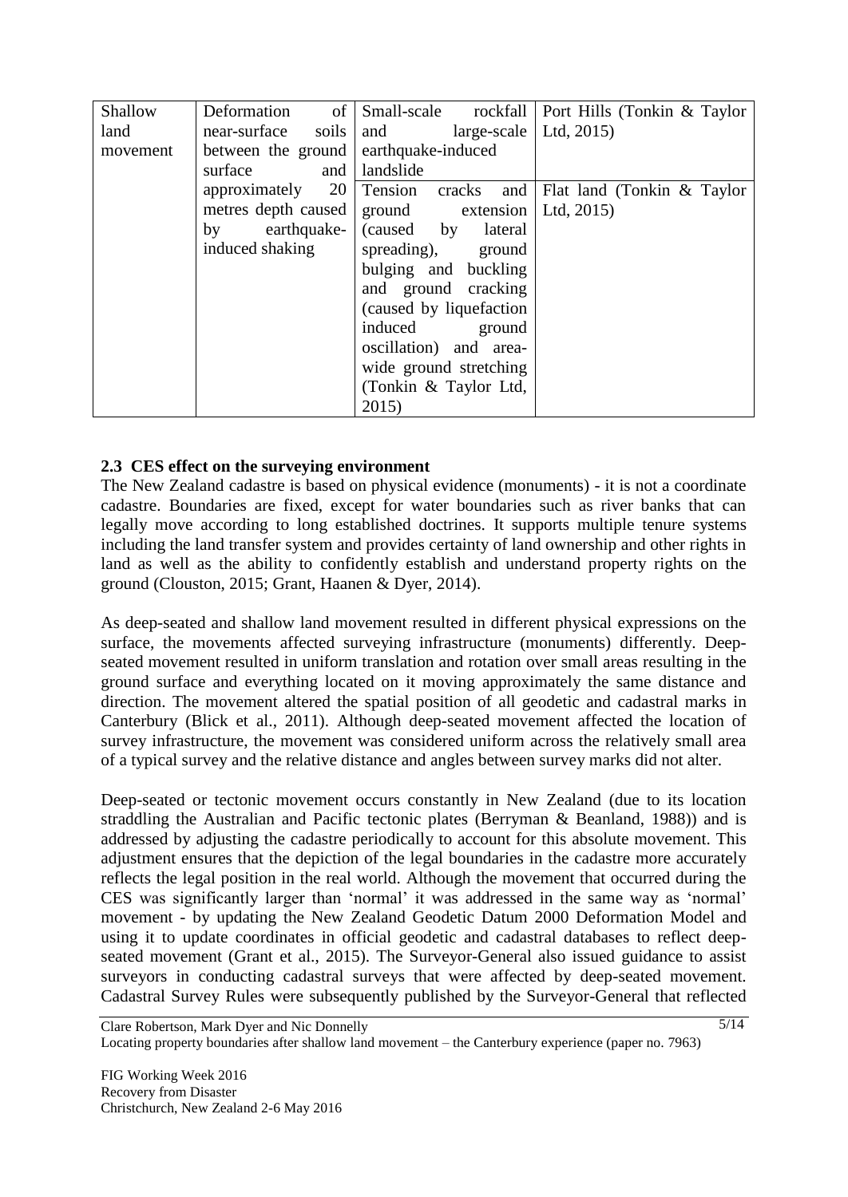| Shallow land movement | Deformation of near-surface soils between the ground surface and approximately 20 metres depth caused by earthquake-induced shaking | Small-scale rockfall and large-scale earthquake-induced landslide | Port Hills (Tonkin & Taylor Ltd, 2015) |
|---|---|---|---|
| | | Tension cracks and ground extension (caused by lateral spreading), ground bulging and buckling and ground cracking (caused by liquefaction induced ground oscillation) and area-wide ground stretching (Tonkin & Taylor Ltd, 2015) | Flat land (Tonkin & Taylor Ltd, 2015) |

### 2.3 CES effect on the surveying environment

The New Zealand cadastre is based on physical evidence (monuments) - it is not a coordinate cadastre. Boundaries are fixed, except for water boundaries such as river banks that can legally move according to long established doctrines. It supports multiple tenure systems including the land transfer system and provides certainty of land ownership and other rights in land as well as the ability to confidently establish and understand property rights on the ground (Clouston, 2015; Grant, Haanen & Dyer, 2014).

As deep-seated and shallow land movement resulted in different physical expressions on the surface, the movements affected surveying infrastructure (monuments) differently. Deep-seated movement resulted in uniform translation and rotation over small areas resulting in the ground surface and everything located on it moving approximately the same distance and direction. The movement altered the spatial position of all geodetic and cadastral marks in Canterbury (Blick et al., 2011). Although deep-seated movement affected the location of survey infrastructure, the movement was considered uniform across the relatively small area of a typical survey and the relative distance and angles between survey marks did not alter.

Deep-seated or tectonic movement occurs constantly in New Zealand (due to its location straddling the Australian and Pacific tectonic plates (Berryman & Beanland, 1988)) and is addressed by adjusting the cadastre periodically to account for this absolute movement. This adjustment ensures that the depiction of the legal boundaries in the cadastre more accurately reflects the legal position in the real world. Although the movement that occurred during the CES was significantly larger than 'normal' it was addressed in the same way as 'normal' movement - by updating the New Zealand Geodetic Datum 2000 Deformation Model and using it to update coordinates in official geodetic and cadastral databases to reflect deep-seated movement (Grant et al., 2015). The Surveyor-General also issued guidance to assist surveyors in conducting cadastral surveys that were affected by deep-seated movement. Cadastral Survey Rules were subsequently published by the Surveyor-General that reflected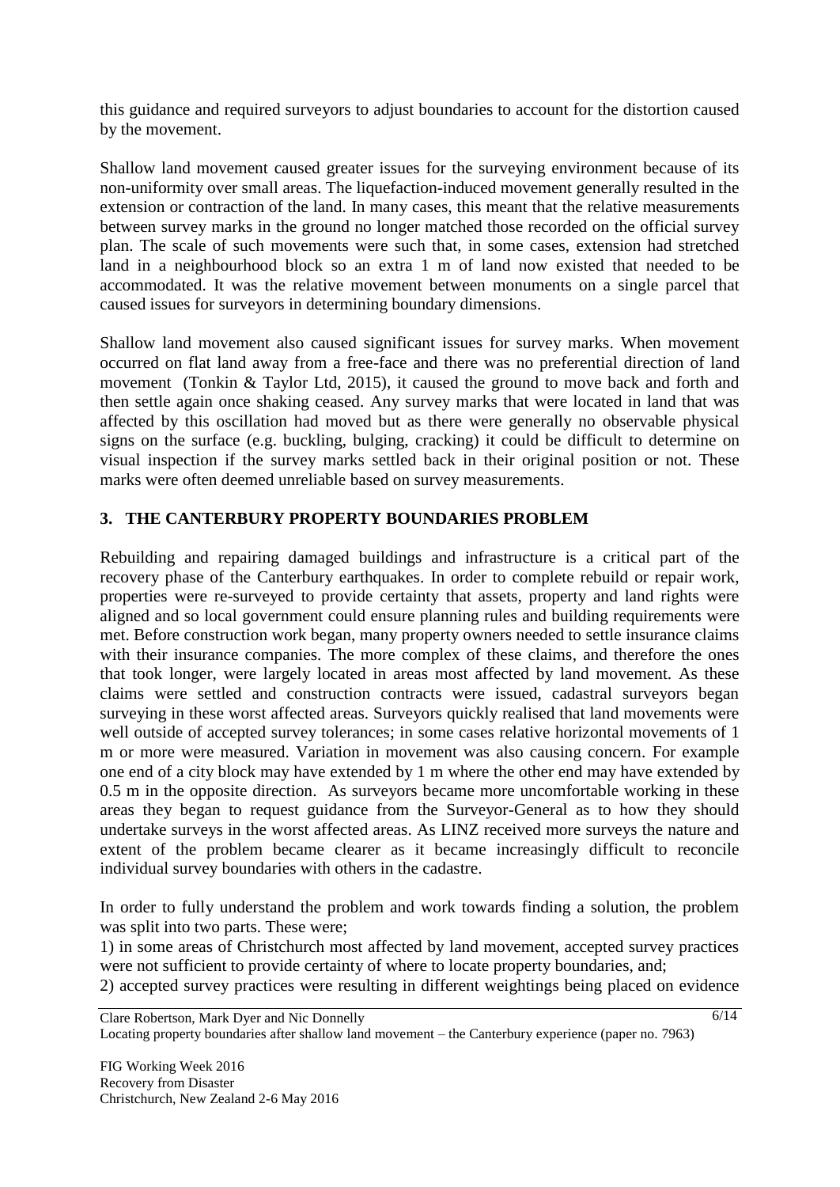this guidance and required surveyors to adjust boundaries to account for the distortion caused by the movement.

Shallow land movement caused greater issues for the surveying environment because of its non-uniformity over small areas. The liquefaction-induced movement generally resulted in the extension or contraction of the land. In many cases, this meant that the relative measurements between survey marks in the ground no longer matched those recorded on the official survey plan. The scale of such movements were such that, in some cases, extension had stretched land in a neighbourhood block so an extra 1 m of land now existed that needed to be accommodated. It was the relative movement between monuments on a single parcel that caused issues for surveyors in determining boundary dimensions.

Shallow land movement also caused significant issues for survey marks. When movement occurred on flat land away from a free-face and there was no preferential direction of land movement (Tonkin & Taylor Ltd, 2015), it caused the ground to move back and forth and then settle again once shaking ceased. Any survey marks that were located in land that was affected by this oscillation had moved but as there were generally no observable physical signs on the surface (e.g. buckling, bulging, cracking) it could be difficult to determine on visual inspection if the survey marks settled back in their original position or not. These marks were often deemed unreliable based on survey measurements.

## 3. THE CANTERBURY PROPERTY BOUNDARIES PROBLEM

Rebuilding and repairing damaged buildings and infrastructure is a critical part of the recovery phase of the Canterbury earthquakes. In order to complete rebuild or repair work, properties were re-surveyed to provide certainty that assets, property and land rights were aligned and so local government could ensure planning rules and building requirements were met. Before construction work began, many property owners needed to settle insurance claims with their insurance companies. The more complex of these claims, and therefore the ones that took longer, were largely located in areas most affected by land movement. As these claims were settled and construction contracts were issued, cadastral surveyors began surveying in these worst affected areas. Surveyors quickly realised that land movements were well outside of accepted survey tolerances; in some cases relative horizontal movements of 1 m or more were measured. Variation in movement was also causing concern. For example one end of a city block may have extended by 1 m where the other end may have extended by 0.5 m in the opposite direction. As surveyors became more uncomfortable working in these areas they began to request guidance from the Surveyor-General as to how they should undertake surveys in the worst affected areas. As LINZ received more surveys the nature and extent of the problem became clearer as it became increasingly difficult to reconcile individual survey boundaries with others in the cadastre.

In order to fully understand the problem and work towards finding a solution, the problem was split into two parts. These were;

1) in some areas of Christchurch most affected by land movement, accepted survey practices were not sufficient to provide certainty of where to locate property boundaries, and;

2) accepted survey practices were resulting in different weightings being placed on evidence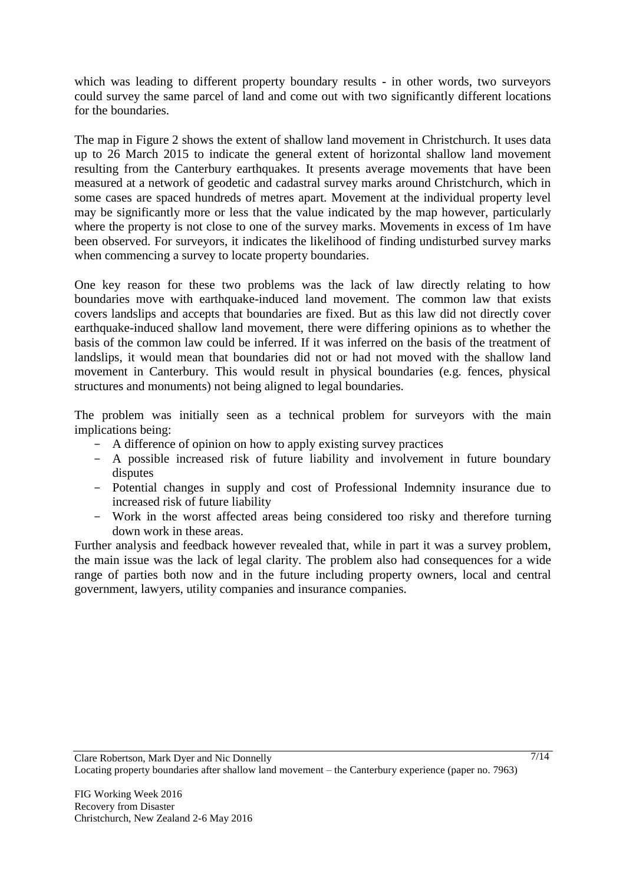which was leading to different property boundary results - in other words, two surveyors could survey the same parcel of land and come out with two significantly different locations for the boundaries.

The map in Figure 2 shows the extent of shallow land movement in Christchurch. It uses data up to 26 March 2015 to indicate the general extent of horizontal shallow land movement resulting from the Canterbury earthquakes. It presents average movements that have been measured at a network of geodetic and cadastral survey marks around Christchurch, which in some cases are spaced hundreds of metres apart. Movement at the individual property level may be significantly more or less that the value indicated by the map however, particularly where the property is not close to one of the survey marks. Movements in excess of 1m have been observed. For surveyors, it indicates the likelihood of finding undisturbed survey marks when commencing a survey to locate property boundaries.

One key reason for these two problems was the lack of law directly relating to how boundaries move with earthquake-induced land movement. The common law that exists covers landslips and accepts that boundaries are fixed. But as this law did not directly cover earthquake-induced shallow land movement, there were differing opinions as to whether the basis of the common law could be inferred. If it was inferred on the basis of the treatment of landslips, it would mean that boundaries did not or had not moved with the shallow land movement in Canterbury. This would result in physical boundaries (e.g. fences, physical structures and monuments) not being aligned to legal boundaries.

The problem was initially seen as a technical problem for surveyors with the main implications being:

- A difference of opinion on how to apply existing survey practices
- A possible increased risk of future liability and involvement in future boundary disputes
- Potential changes in supply and cost of Professional Indemnity insurance due to increased risk of future liability
- Work in the worst affected areas being considered too risky and therefore turning down work in these areas.

Further analysis and feedback however revealed that, while in part it was a survey problem, the main issue was the lack of legal clarity. The problem also had consequences for a wide range of parties both now and in the future including property owners, local and central government, lawyers, utility companies and insurance companies.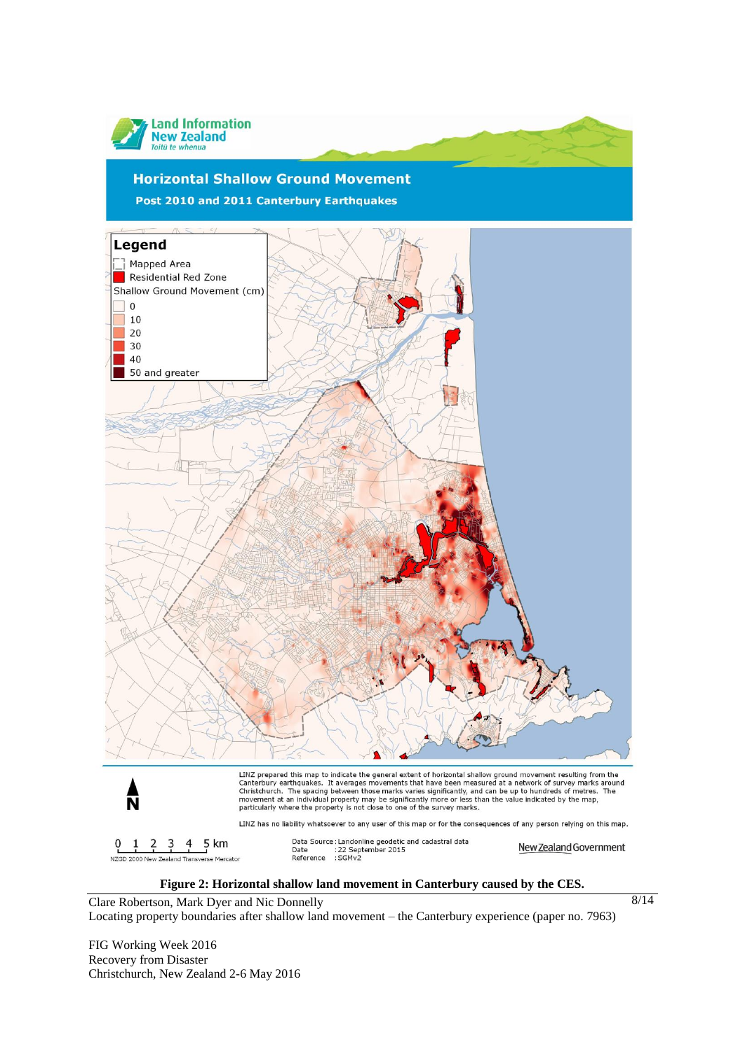**Figure 2: Horizontal shallow land movement in Canterbury caused by the CES.**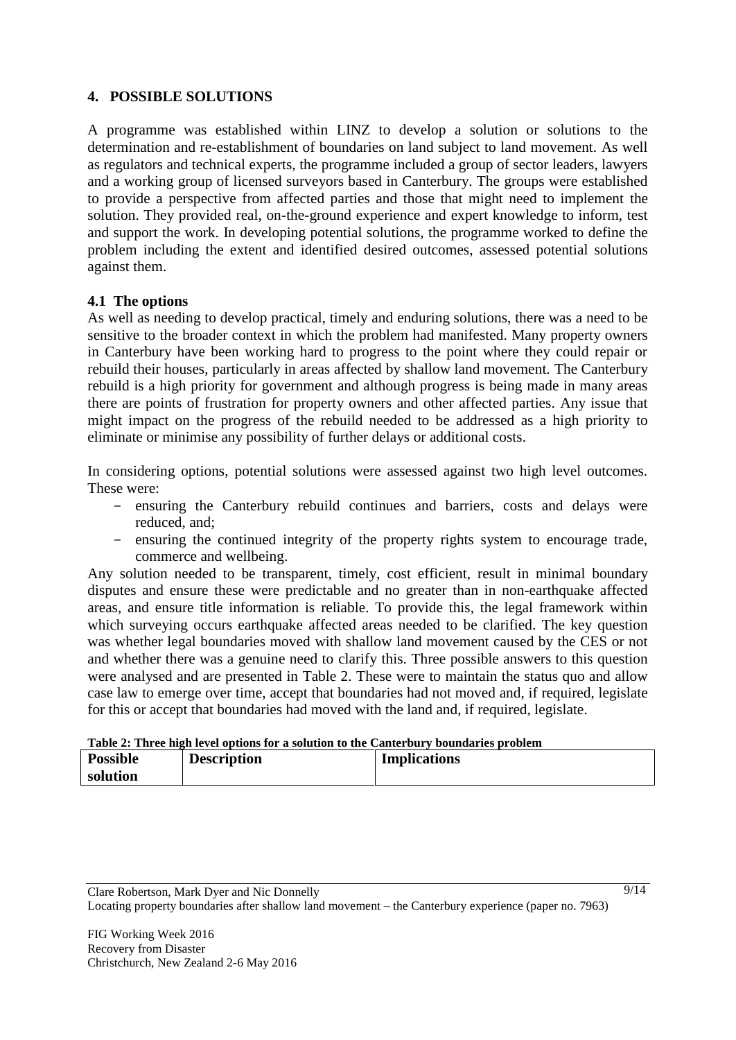## 4. POSSIBLE SOLUTIONS

A programme was established within LINZ to develop a solution or solutions to the determination and re-establishment of boundaries on land subject to land movement. As well as regulators and technical experts, the programme included a group of sector leaders, lawyers and a working group of licensed surveyors based in Canterbury. The groups were established to provide a perspective from affected parties and those that might need to implement the solution. They provided real, on-the-ground experience and expert knowledge to inform, test and support the work. In developing potential solutions, the programme worked to define the problem including the extent and identified desired outcomes, assessed potential solutions against them.

### 4.1 The options

As well as needing to develop practical, timely and enduring solutions, there was a need to be sensitive to the broader context in which the problem had manifested. Many property owners in Canterbury have been working hard to progress to the point where they could repair or rebuild their houses, particularly in areas affected by shallow land movement. The Canterbury rebuild is a high priority for government and although progress is being made in many areas there are points of frustration for property owners and other affected parties. Any issue that might impact on the progress of the rebuild needed to be addressed as a high priority to eliminate or minimise any possibility of further delays or additional costs.

In considering options, potential solutions were assessed against two high level outcomes. These were:

- ensuring the Canterbury rebuild continues and barriers, costs and delays were reduced, and;
- ensuring the continued integrity of the property rights system to encourage trade, commerce and wellbeing.

Any solution needed to be transparent, timely, cost efficient, result in minimal boundary disputes and ensure these were predictable and no greater than in non-earthquake affected areas, and ensure title information is reliable. To provide this, the legal framework within which surveying occurs earthquake affected areas needed to be clarified. The key question was whether legal boundaries moved with shallow land movement caused by the CES or not and whether there was a genuine need to clarify this. Three possible answers to this question were analysed and are presented in Table 2. These were to maintain the status quo and allow case law to emerge over time, accept that boundaries had not moved and, if required, legislate for this or accept that boundaries had moved with the land and, if required, legislate.

**Table 2: Three high level options for a solution to the Canterbury boundaries problem**

| Possible solution | Description | Implications |
|---|---|---|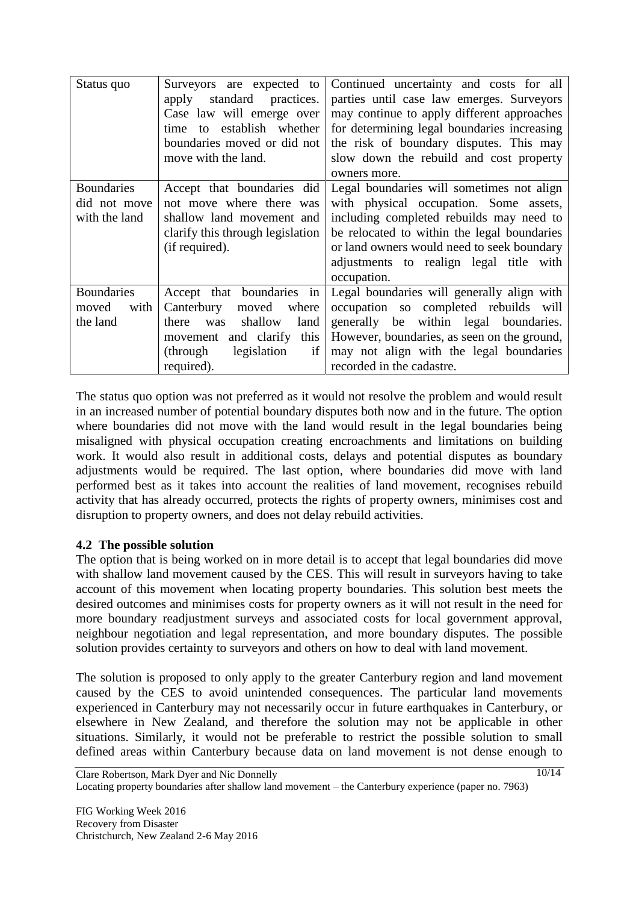| Status quo | Surveyors are expected to apply standard practices. Case law will emerge over time to establish whether boundaries moved or did not move with the land. | Continued uncertainty and costs for all parties until case law emerges. Surveyors may continue to apply different approaches for determining legal boundaries increasing the risk of boundary disputes. This may slow down the rebuild and cost property owners more. |
|---|---|---|
| Boundaries did not move with the land | Accept that boundaries did not move where there was shallow land movement and clarify this through legislation (if required). | Legal boundaries will sometimes not align with physical occupation. Some assets, including completed rebuilds may need to be relocated to within the legal boundaries or land owners would need to seek boundary adjustments to realign legal title with occupation. |
| Boundaries moved with the land | Accept that boundaries in Canterbury moved where there was shallow land movement and clarify this (through legislation if required). | Legal boundaries will generally align with occupation so completed rebuilds will generally be within legal boundaries. However, boundaries, as seen on the ground, may not align with the legal boundaries recorded in the cadastre. |

The status quo option was not preferred as it would not resolve the problem and would result in an increased number of potential boundary disputes both now and in the future. The option where boundaries did not move with the land would result in the legal boundaries being misaligned with physical occupation creating encroachments and limitations on building work. It would also result in additional costs, delays and potential disputes as boundary adjustments would be required. The last option, where boundaries did move with land performed best as it takes into account the realities of land movement, recognises rebuild activity that has already occurred, protects the rights of property owners, minimises cost and disruption to property owners, and does not delay rebuild activities.

### 4.2 The possible solution

The option that is being worked on in more detail is to accept that legal boundaries did move with shallow land movement caused by the CES. This will result in surveyors having to take account of this movement when locating property boundaries. This solution best meets the desired outcomes and minimises costs for property owners as it will not result in the need for more boundary readjustment surveys and associated costs for local government approval, neighbour negotiation and legal representation, and more boundary disputes. The possible solution provides certainty to surveyors and others on how to deal with land movement.

The solution is proposed to only apply to the greater Canterbury region and land movement caused by the CES to avoid unintended consequences. The particular land movements experienced in Canterbury may not necessarily occur in future earthquakes in Canterbury, or elsewhere in New Zealand, and therefore the solution may not be applicable in other situations. Similarly, it would not be preferable to restrict the possible solution to small defined areas within Canterbury because data on land movement is not dense enough to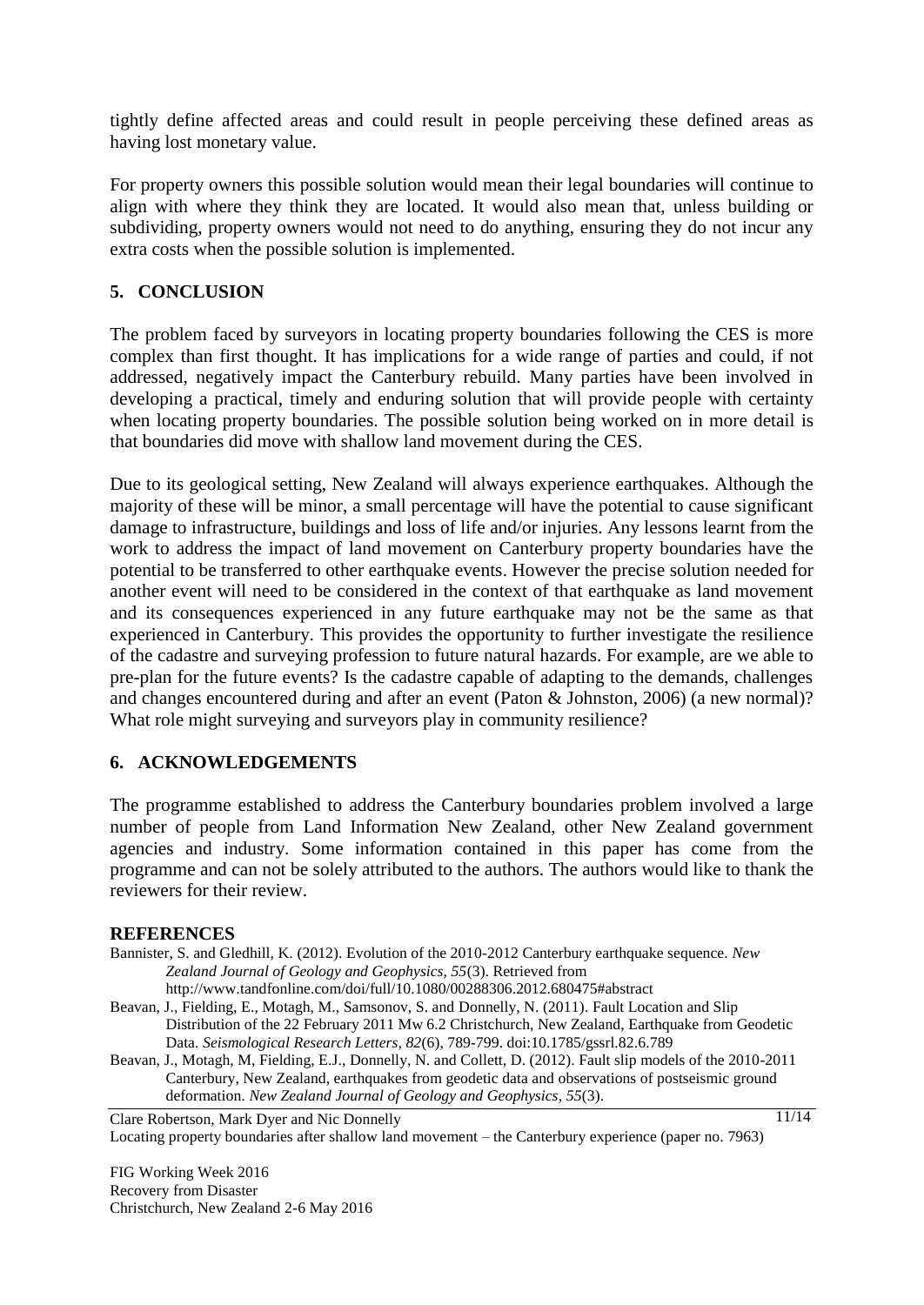tightly define affected areas and could result in people perceiving these defined areas as having lost monetary value.

For property owners this possible solution would mean their legal boundaries will continue to align with where they think they are located. It would also mean that, unless building or subdividing, property owners would not need to do anything, ensuring they do not incur any extra costs when the possible solution is implemented.

## 5. CONCLUSION

The problem faced by surveyors in locating property boundaries following the CES is more complex than first thought. It has implications for a wide range of parties and could, if not addressed, negatively impact the Canterbury rebuild. Many parties have been involved in developing a practical, timely and enduring solution that will provide people with certainty when locating property boundaries. The possible solution being worked on in more detail is that boundaries did move with shallow land movement during the CES.

Due to its geological setting, New Zealand will always experience earthquakes. Although the majority of these will be minor, a small percentage will have the potential to cause significant damage to infrastructure, buildings and loss of life and/or injuries. Any lessons learnt from the work to address the impact of land movement on Canterbury property boundaries have the potential to be transferred to other earthquake events. However the precise solution needed for another event will need to be considered in the context of that earthquake as land movement and its consequences experienced in any future earthquake may not be the same as that experienced in Canterbury. This provides the opportunity to further investigate the resilience of the cadastre and surveying profession to future natural hazards. For example, are we able to pre-plan for the future events? Is the cadastre capable of adapting to the demands, challenges and changes encountered during and after an event (Paton & Johnston, 2006) (a new normal)? What role might surveying and surveyors play in community resilience?

## 6. ACKNOWLEDGEMENTS

The programme established to address the Canterbury boundaries problem involved a large number of people from Land Information New Zealand, other New Zealand government agencies and industry. Some information contained in this paper has come from the programme and can not be solely attributed to the authors. The authors would like to thank the reviewers for their review.

## REFERENCES

Bannister, S. and Gledhill, K. (2012). Evolution of the 2010-2012 Canterbury earthquake sequence. *New Zealand Journal of Geology and Geophysics, 55*(3). Retrieved from http://www.tandfonline.com/doi/full/10.1080/00288306.2012.680475#abstract

Beavan, J., Fielding, E., Motagh, M., Samsonov, S. and Donnelly, N. (2011). Fault Location and Slip Distribution of the 22 February 2011 Mw 6.2 Christchurch, New Zealand, Earthquake from Geodetic Data. *Seismological Research Letters, 82*(6), 789-799. doi:10.1785/gssrl.82.6.789

Beavan, J., Motagh, M, Fielding, E.J., Donnelly, N. and Collett, D. (2012). Fault slip models of the 2010-2011 Canterbury, New Zealand, earthquakes from geodetic data and observations of postseismic ground deformation. *New Zealand Journal of Geology and Geophysics, 55*(3).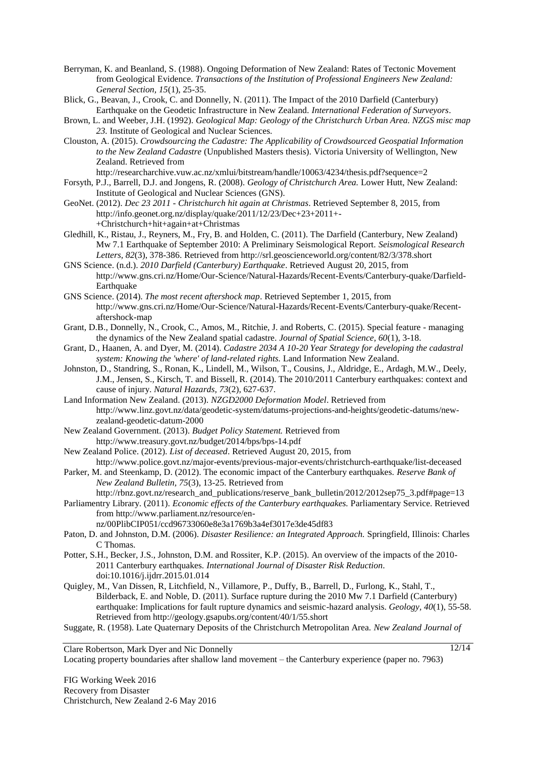Berryman, K. and Beanland, S. (1988). Ongoing Deformation of New Zealand: Rates of Tectonic Movement from Geological Evidence. *Transactions of the Institution of Professional Engineers New Zealand: General Section, 15*(1), 25-35.

Blick, G., Beavan, J., Crook, C. and Donnelly, N. (2011). The Impact of the 2010 Darfield (Canterbury) Earthquake on the Geodetic Infrastructure in New Zealand. *International Federation of Surveyors*.

Brown, L. and Weeber, J.H. (1992). *Geological Map: Geology of the Christchurch Urban Area. NZGS misc map 23.* Institute of Geological and Nuclear Sciences.

Clouston, A. (2015). *Crowdsourcing the Cadastre: The Applicability of Crowdsourced Geospatial Information to the New Zealand Cadastre* (Unpublished Masters thesis). Victoria University of Wellington, New Zealand. Retrieved from http://researcharchive.vuw.ac.nz/xmlui/bitstream/handle/10063/4234/thesis.pdf?sequence=2

Forsyth, P.J., Barrell, D.J. and Jongens, R. (2008). *Geology of Christchurch Area.* Lower Hutt, New Zealand: Institute of Geological and Nuclear Sciences (GNS).

GeoNet. (2012). *Dec 23 2011 - Christchurch hit again at Christmas*. Retrieved September 8, 2015, from http://info.geonet.org.nz/display/quake/2011/12/23/Dec+23+2011+-+Christchurch+hit+again+at+Christmas

Gledhill, K., Ristau, J., Reyners, M., Fry, B. and Holden, C. (2011). The Darfield (Canterbury, New Zealand) Mw 7.1 Earthquake of September 2010: A Preliminary Seismological Report. *Seismological Research Letters, 82*(3), 378-386. Retrieved from http://srl.geoscienceworld.org/content/82/3/378.short

GNS Science. (n.d.). *2010 Darfield (Canterbury) Earthquake*. Retrieved August 20, 2015, from http://www.gns.cri.nz/Home/Our-Science/Natural-Hazards/Recent-Events/Canterbury-quake/Darfield-Earthquake

GNS Science. (2014). *The most recent aftershock map*. Retrieved September 1, 2015, from http://www.gns.cri.nz/Home/Our-Science/Natural-Hazards/Recent-Events/Canterbury-quake/Recent-aftershock-map

Grant, D.B., Donnelly, N., Crook, C., Amos, M., Ritchie, J. and Roberts, C. (2015). Special feature - managing the dynamics of the New Zealand spatial cadastre. *Journal of Spatial Science, 60*(1), 3-18.

Grant, D., Haanen, A. and Dyer, M. (2014). *Cadastre 2034 A 10-20 Year Strategy for developing the cadastral system: Knowing the 'where' of land-related rights.* Land Information New Zealand.

Johnston, D., Standring, S., Ronan, K., Lindell, M., Wilson, T., Cousins, J., Aldridge, E., Ardagh, M.W., Deely, J.M., Jensen, S., Kirsch, T. and Bissell, R. (2014). The 2010/2011 Canterbury earthquakes: context and cause of injury. *Natural Hazards, 73*(2), 627-637.

Land Information New Zealand. (2013). *NZGD2000 Deformation Model*. Retrieved from http://www.linz.govt.nz/data/geodetic-system/datums-projections-and-heights/geodetic-datums/new-zealand-geodetic-datum-2000

New Zealand Government. (2013). *Budget Policy Statement.* Retrieved from http://www.treasury.govt.nz/budget/2014/bps/bps-14.pdf

New Zealand Police. (2012). *List of deceased*. Retrieved August 20, 2015, from http://www.police.govt.nz/major-events/previous-major-events/christchurch-earthquake/list-deceased

Parker, M. and Steenkamp, D. (2012). The economic impact of the Canterbury earthquakes. *Reserve Bank of New Zealand Bulletin, 75*(3), 13-25. Retrieved from http://rbnz.govt.nz/research_and_publications/reserve_bank_bulletin/2012/2012sep75_3.pdf#page=13

Parliamentry Library. (2011). *Economic effects of the Canterbury earthquakes.* Parliamentary Service. Retrieved from http://www.parliament.nz/resource/en-nz/00PlibCIP051/ccd96733060e8e3a1769b3a4ef3017e3de45df83

Paton, D. and Johnston, D.M. (2006). *Disaster Resilience: an Integrated Approach.* Springfield, Illinois: Charles C Thomas.

Potter, S.H., Becker, J.S., Johnston, D.M. and Rossiter, K.P. (2015). An overview of the impacts of the 2010-2011 Canterbury earthquakes. *International Journal of Disaster Risk Reduction*. doi:10.1016/j.ijdrr.2015.01.014

Quigley, M., Van Dissen, R, Litchfield, N., Villamore, P., Duffy, B., Barrell, D., Furlong, K., Stahl, T., Bilderback, E. and Noble, D. (2011). Surface rupture during the 2010 Mw 7.1 Darfield (Canterbury) earthquake: Implications for fault rupture dynamics and seismic-hazard analysis. *Geology, 40*(1), 55-58. Retrieved from http://geology.gsapubs.org/content/40/1/55.short

Suggate, R. (1958). Late Quaternary Deposits of the Christchurch Metropolitan Area. *New Zealand Journal of*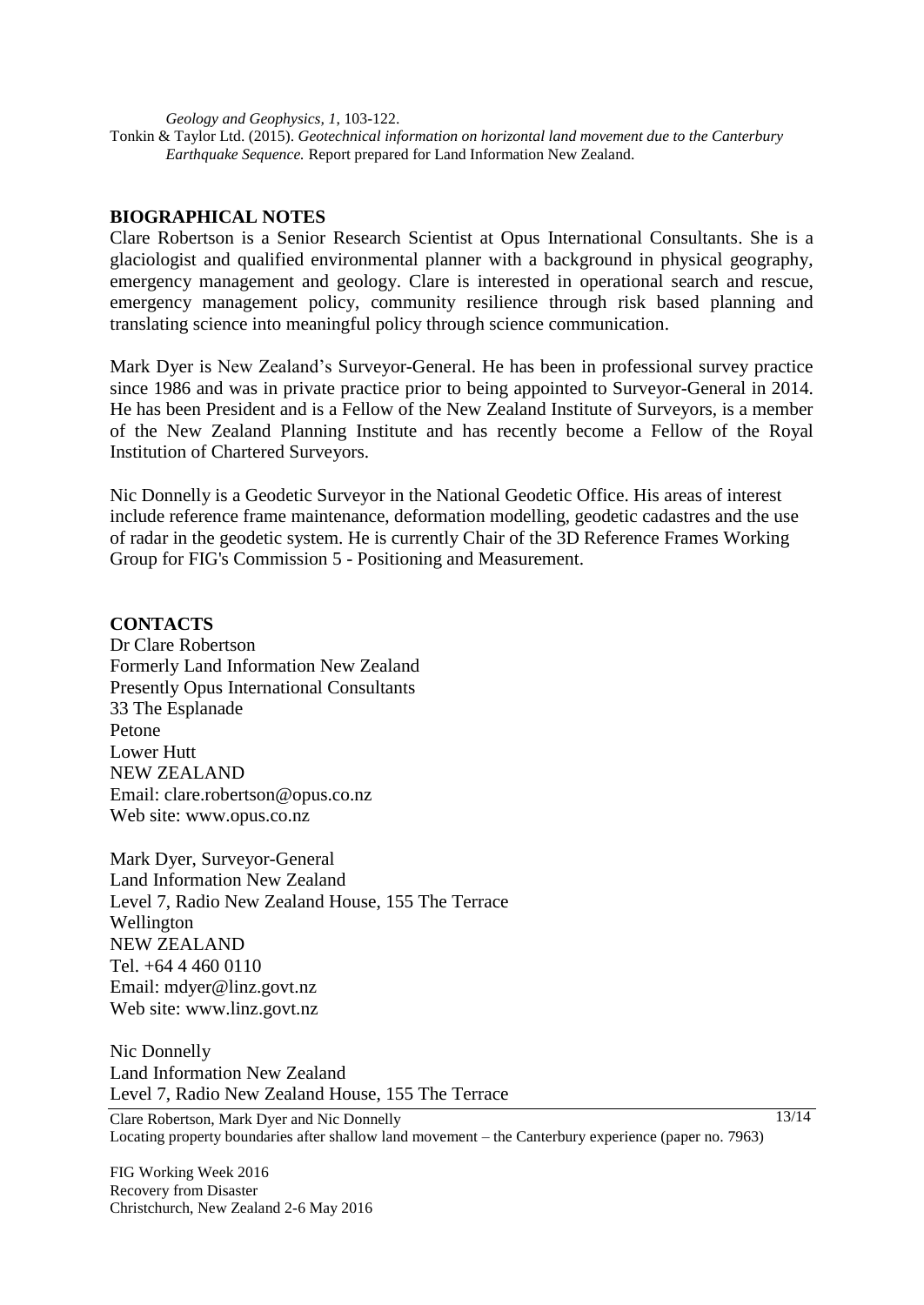*Geology and Geophysics, 1*, 103-122.

Tonkin & Taylor Ltd. (2015). *Geotechnical information on horizontal land movement due to the Canterbury Earthquake Sequence.* Report prepared for Land Information New Zealand.

## BIOGRAPHICAL NOTES

Clare Robertson is a Senior Research Scientist at Opus International Consultants. She is a glaciologist and qualified environmental planner with a background in physical geography, emergency management and geology. Clare is interested in operational search and rescue, emergency management policy, community resilience through risk based planning and translating science into meaningful policy through science communication.

Mark Dyer is New Zealand's Surveyor-General. He has been in professional survey practice since 1986 and was in private practice prior to being appointed to Surveyor-General in 2014. He has been President and is a Fellow of the New Zealand Institute of Surveyors, is a member of the New Zealand Planning Institute and has recently become a Fellow of the Royal Institution of Chartered Surveyors.

Nic Donnelly is a Geodetic Surveyor in the National Geodetic Office. His areas of interest include reference frame maintenance, deformation modelling, geodetic cadastres and the use of radar in the geodetic system. He is currently Chair of the 3D Reference Frames Working Group for FIG's Commission 5 - Positioning and Measurement.

## CONTACTS

Dr Clare Robertson
Formerly Land Information New Zealand
Presently Opus International Consultants
33 The Esplanade
Petone
Lower Hutt
NEW ZEALAND
Email: clare.robertson@opus.co.nz
Web site: www.opus.co.nz

Mark Dyer, Surveyor-General
Land Information New Zealand
Level 7, Radio New Zealand House, 155 The Terrace
Wellington
NEW ZEALAND
Tel. +64 4 460 0110
Email: mdyer@linz.govt.nz
Web site: www.linz.govt.nz

Nic Donnelly
Land Information New Zealand
Level 7, Radio New Zealand House, 155 The Terrace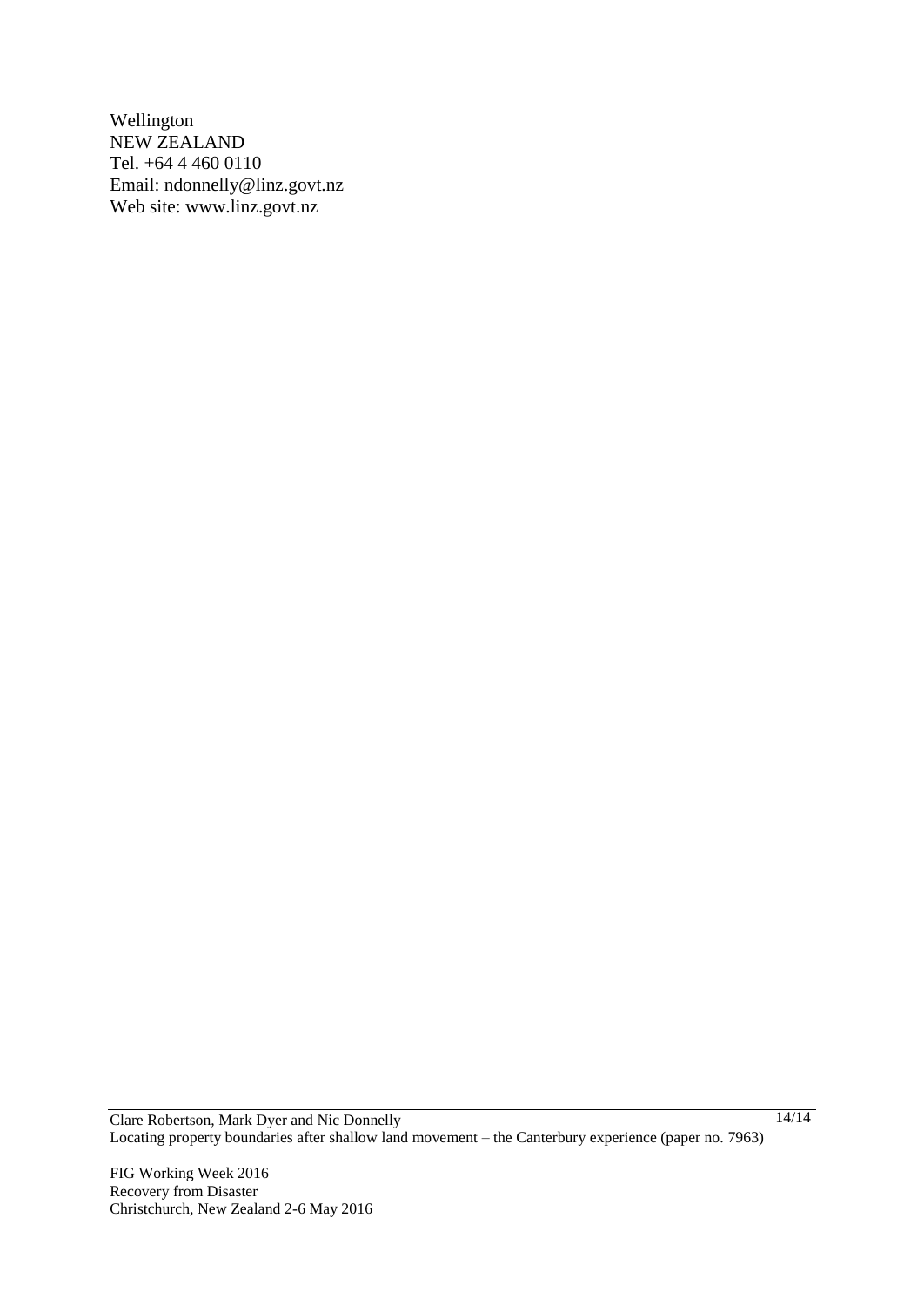Wellington
NEW ZEALAND
Tel. +64 4 460 0110
Email: ndonnelly@linz.govt.nz
Web site: www.linz.govt.nz